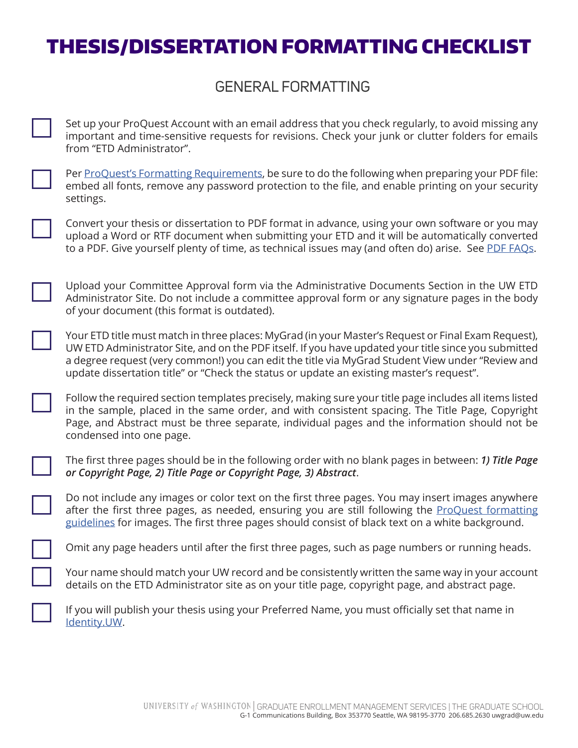# THESIS/DISSERTATION FORMATTING CHECKLIST

## GENERAL FORMATTING

- [ ] Set up your ProQuest Account with an email address that you check regularly, to avoid missing any important and time-sensitive requests for revisions. Check your junk or clutter folders for emails from "ETD Administrator".

- [ ] Per ProQuest's Formatting Requirements, be sure to do the following when preparing your PDF file: embed all fonts, remove any password protection to the file, and enable printing on your security settings.

- [ ] Convert your thesis or dissertation to PDF format in advance, using your own software or you may upload a Word or RTF document when submitting your ETD and it will be automatically converted to a PDF. Give yourself plenty of time, as technical issues may (and often do) arise. See PDF FAQs.

- [ ] Upload your Committee Approval form via the Administrative Documents Section in the UW ETD Administrator Site. Do not include a committee approval form or any signature pages in the body of your document (this format is outdated).

- [ ] Your ETD title must match in three places: MyGrad (in your Master's Request or Final Exam Request), UW ETD Administrator Site, and on the PDF itself. If you have updated your title since you submitted a degree request (very common!) you can edit the title via MyGrad Student View under "Review and update dissertation title" or "Check the status or update an existing master's request".

- [ ] Follow the required section templates precisely, making sure your title page includes all items listed in the sample, placed in the same order, and with consistent spacing. The Title Page, Copyright Page, and Abstract must be three separate, individual pages and the information should not be condensed into one page.

- [ ] The first three pages should be in the following order with no blank pages in between: ***1) Title Page or Copyright Page, 2) Title Page or Copyright Page, 3) Abstract***.

- [ ] Do not include any images or color text on the first three pages. You may insert images anywhere after the first three pages, as needed, ensuring you are still following the ProQuest formatting guidelines for images. The first three pages should consist of black text on a white background.

- [ ] Omit any page headers until after the first three pages, such as page numbers or running heads.

- [ ] Your name should match your UW record and be consistently written the same way in your account details on the ETD Administrator site as on your title page, copyright page, and abstract page.

- [ ] If you will publish your thesis using your Preferred Name, you must officially set that name in Identity.UW.

UNIVERSITY of WASHINGTON | GRADUATE ENROLLMENT MANAGEMENT SERVICES | THE GRADUATE SCHOOL
G-1 Communications Building, Box 353770 Seattle, WA 98195-3770 206.685.2630 uwgrad@uw.edu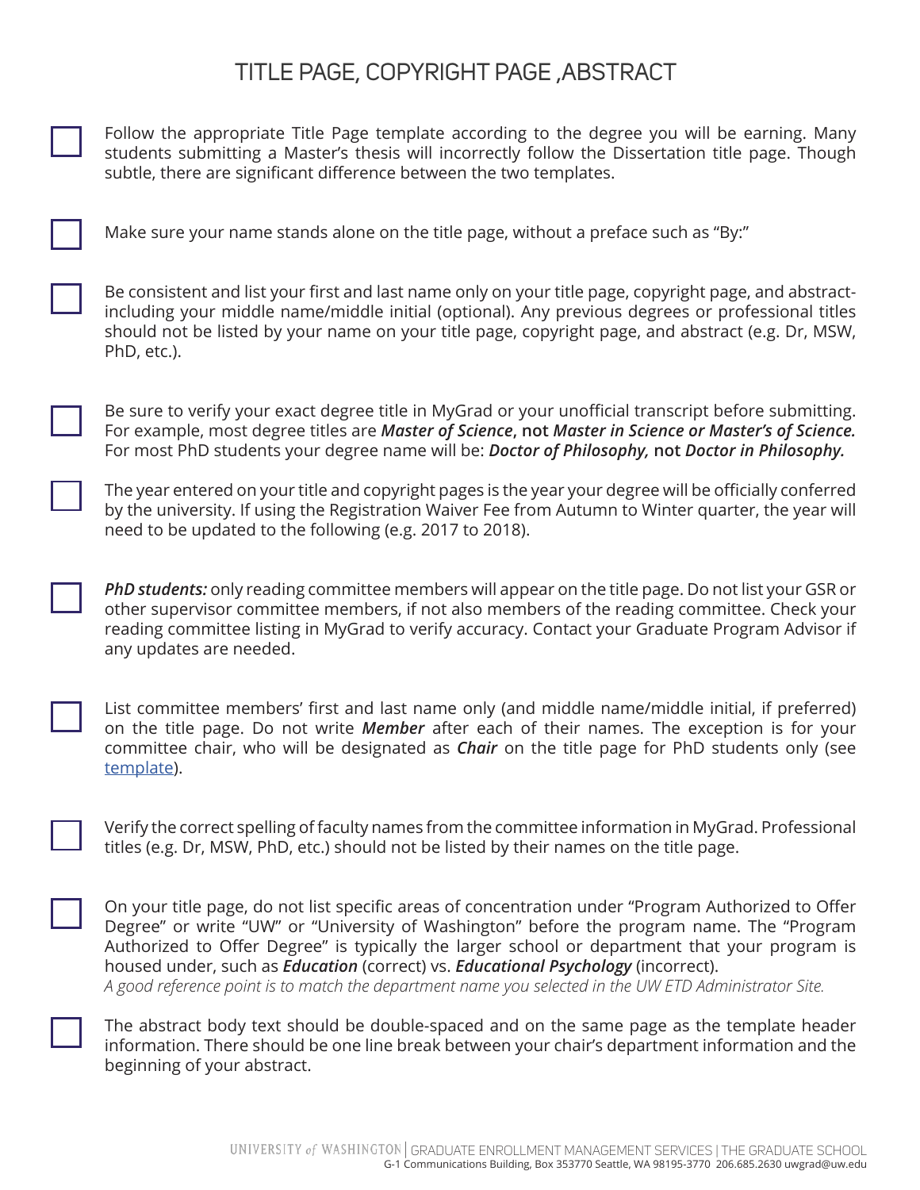# TITLE PAGE, COPYRIGHT PAGE ,ABSTRACT

- [ ] Follow the appropriate Title Page template according to the degree you will be earning. Many students submitting a Master's thesis will incorrectly follow the Dissertation title page. Though subtle, there are significant difference between the two templates.

- [ ] Make sure your name stands alone on the title page, without a preface such as "By:"

- [ ] Be consistent and list your first and last name only on your title page, copyright page, and abstract-including your middle name/middle initial (optional). Any previous degrees or professional titles should not be listed by your name on your title page, copyright page, and abstract (e.g. Dr, MSW, PhD, etc.).

- [ ] Be sure to verify your exact degree title in MyGrad or your unofficial transcript before submitting. For example, most degree titles are ***Master of Science*****, not** ***Master in Science or Master's of Science.*** For most PhD students your degree name will be: ***Doctor of Philosophy,*** **not** ***Doctor in Philosophy.***

- [ ] The year entered on your title and copyright pages is the year your degree will be officially conferred by the university. If using the Registration Waiver Fee from Autumn to Winter quarter, the year will need to be updated to the following (e.g. 2017 to 2018).

- [ ] ***PhD students:*** only reading committee members will appear on the title page. Do not list your GSR or other supervisor committee members, if not also members of the reading committee. Check your reading committee listing in MyGrad to verify accuracy. Contact your Graduate Program Advisor if any updates are needed.

- [ ] List committee members' first and last name only (and middle name/middle initial, if preferred) on the title page. Do not write ***Member*** after each of their names. The exception is for your committee chair, who will be designated as ***Chair*** on the title page for PhD students only (see template).

- [ ] Verify the correct spelling of faculty names from the committee information in MyGrad. Professional titles (e.g. Dr, MSW, PhD, etc.) should not be listed by their names on the title page.

- [ ] On your title page, do not list specific areas of concentration under "Program Authorized to Offer Degree" or write "UW" or "University of Washington" before the program name. The "Program Authorized to Offer Degree" is typically the larger school or department that your program is housed under, such as ***Education*** (correct) vs. ***Educational Psychology*** (incorrect).
  *A good reference point is to match the department name you selected in the UW ETD Administrator Site.*

- [ ] The abstract body text should be double-spaced and on the same page as the template header information. There should be one line break between your chair's department information and the beginning of your abstract.